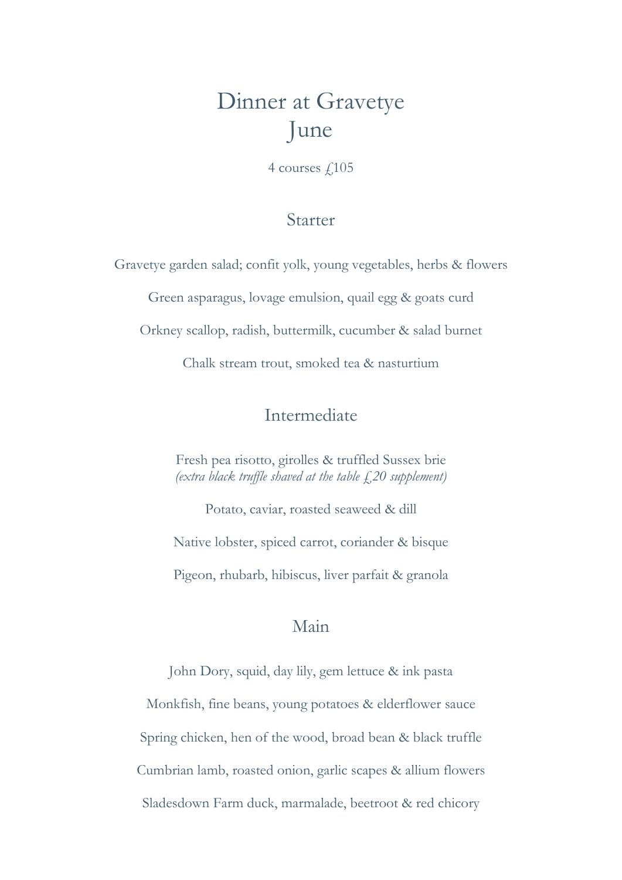# Dinner at Gravetye
# June

4 courses £105

## Starter

Gravetye garden salad; confit yolk, young vegetables, herbs & flowers

Green asparagus, lovage emulsion, quail egg & goats curd

Orkney scallop, radish, buttermilk, cucumber & salad burnet

Chalk stream trout, smoked tea & nasturtium

## Intermediate

Fresh pea risotto, girolles & truffled Sussex brie
*(extra black truffle shaved at the table £20 supplement)*

Potato, caviar, roasted seaweed & dill

Native lobster, spiced carrot, coriander & bisque

Pigeon, rhubarb, hibiscus, liver parfait & granola

## Main

John Dory, squid, day lily, gem lettuce & ink pasta

Monkfish, fine beans, young potatoes & elderflower sauce

Spring chicken, hen of the wood, broad bean & black truffle

Cumbrian lamb, roasted onion, garlic scapes & allium flowers

Sladesdown Farm duck, marmalade, beetroot & red chicory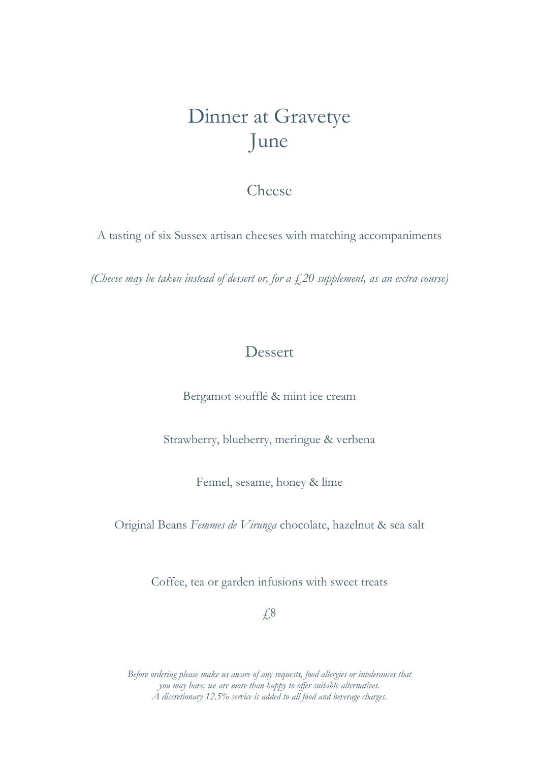# Dinner at Gravetye
# June

## Cheese

A tasting of six Sussex artisan cheeses with matching accompaniments

*(Cheese may be taken instead of dessert or, for a £20 supplement, as an extra course)*

## Dessert

Bergamot soufflé & mint ice cream

Strawberry, blueberry, meringue & verbena

Fennel, sesame, honey & lime

Original Beans *Femmes de Virunga* chocolate, hazelnut & sea salt

Coffee, tea or garden infusions with sweet treats

£8

*Before ordering please make us aware of any requests, food allergies or intolerances that you may have; we are more than happy to offer suitable alternatives.*
*A discretionary 12.5% service is added to all food and beverage charges.*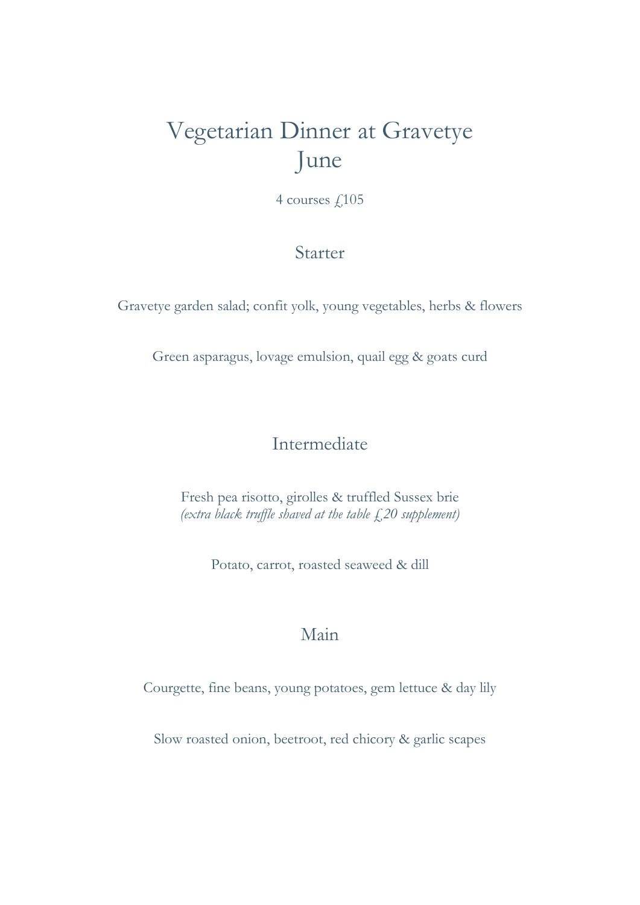# Vegetarian Dinner at Gravetye
# June

4 courses £105

## Starter

Gravetye garden salad; confit yolk, young vegetables, herbs & flowers

Green asparagus, lovage emulsion, quail egg & goats curd

## Intermediate

Fresh pea risotto, girolles & truffled Sussex brie
*(extra black truffle shaved at the table £20 supplement)*

Potato, carrot, roasted seaweed & dill

## Main

Courgette, fine beans, young potatoes, gem lettuce & day lily

Slow roasted onion, beetroot, red chicory & garlic scapes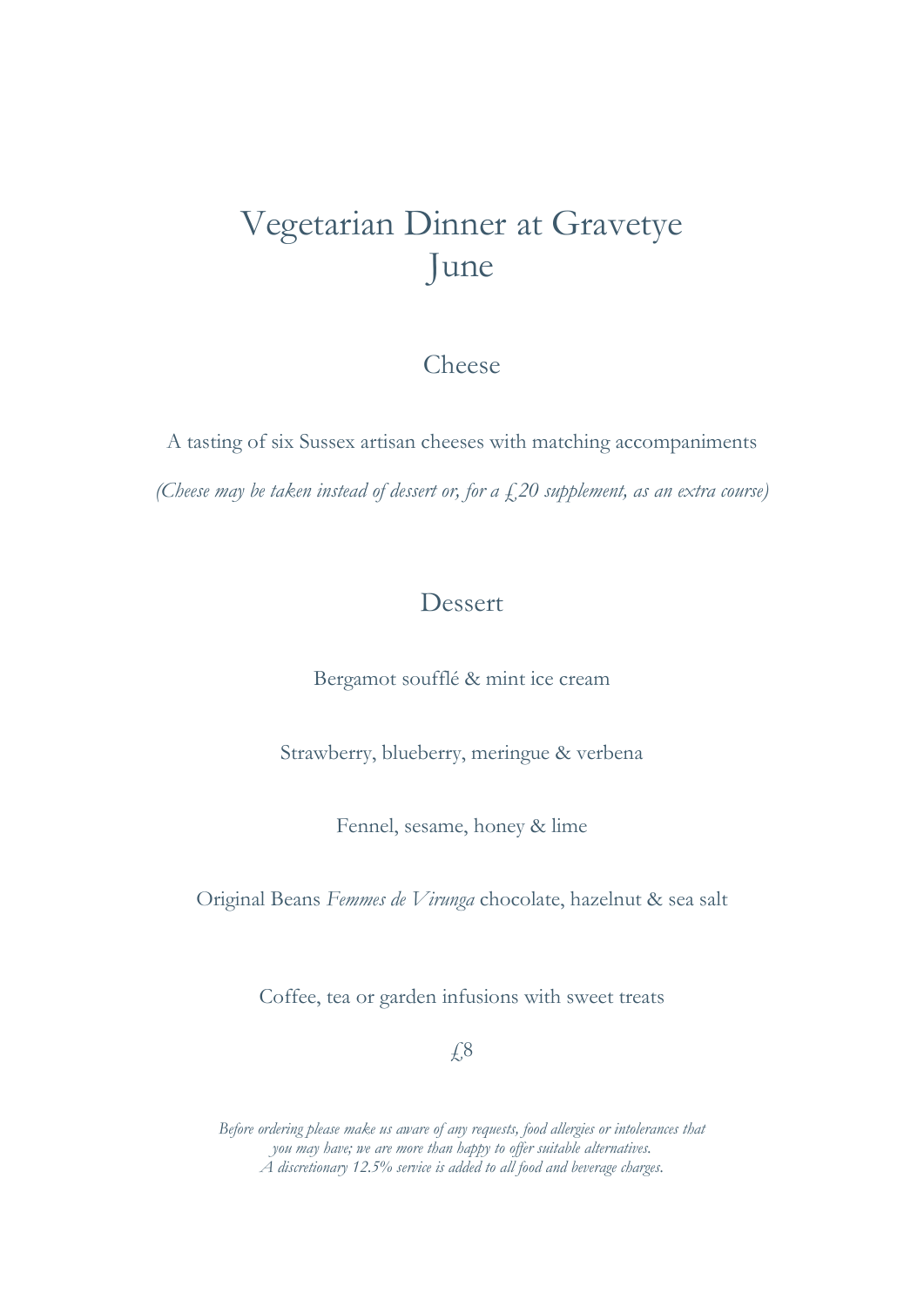# Vegetarian Dinner at Gravetye
# June

## Cheese

A tasting of six Sussex artisan cheeses with matching accompaniments

*(Cheese may be taken instead of dessert or, for a £20 supplement, as an extra course)*

## Dessert

Bergamot soufflé & mint ice cream

Strawberry, blueberry, meringue & verbena

Fennel, sesame, honey & lime

Original Beans *Femmes de Virunga* chocolate, hazelnut & sea salt

Coffee, tea or garden infusions with sweet treats

£8

*Before ordering please make us aware of any requests, food allergies or intolerances that you may have; we are more than happy to offer suitable alternatives.*
*A discretionary 12.5% service is added to all food and beverage charges.*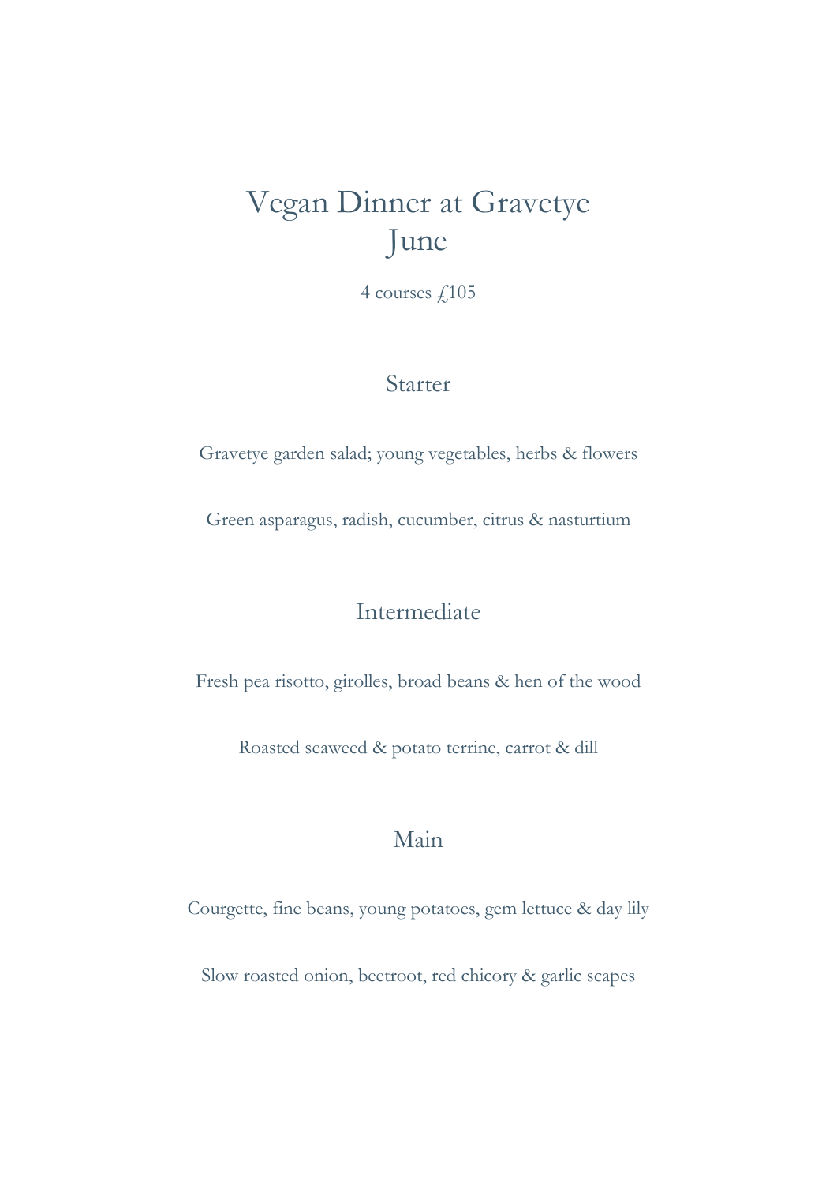# Vegan Dinner at Gravetye
# June

4 courses £105

## Starter

Gravetye garden salad; young vegetables, herbs & flowers

Green asparagus, radish, cucumber, citrus & nasturtium

## Intermediate

Fresh pea risotto, girolles, broad beans & hen of the wood

Roasted seaweed & potato terrine, carrot & dill

## Main

Courgette, fine beans, young potatoes, gem lettuce & day lily

Slow roasted onion, beetroot, red chicory & garlic scapes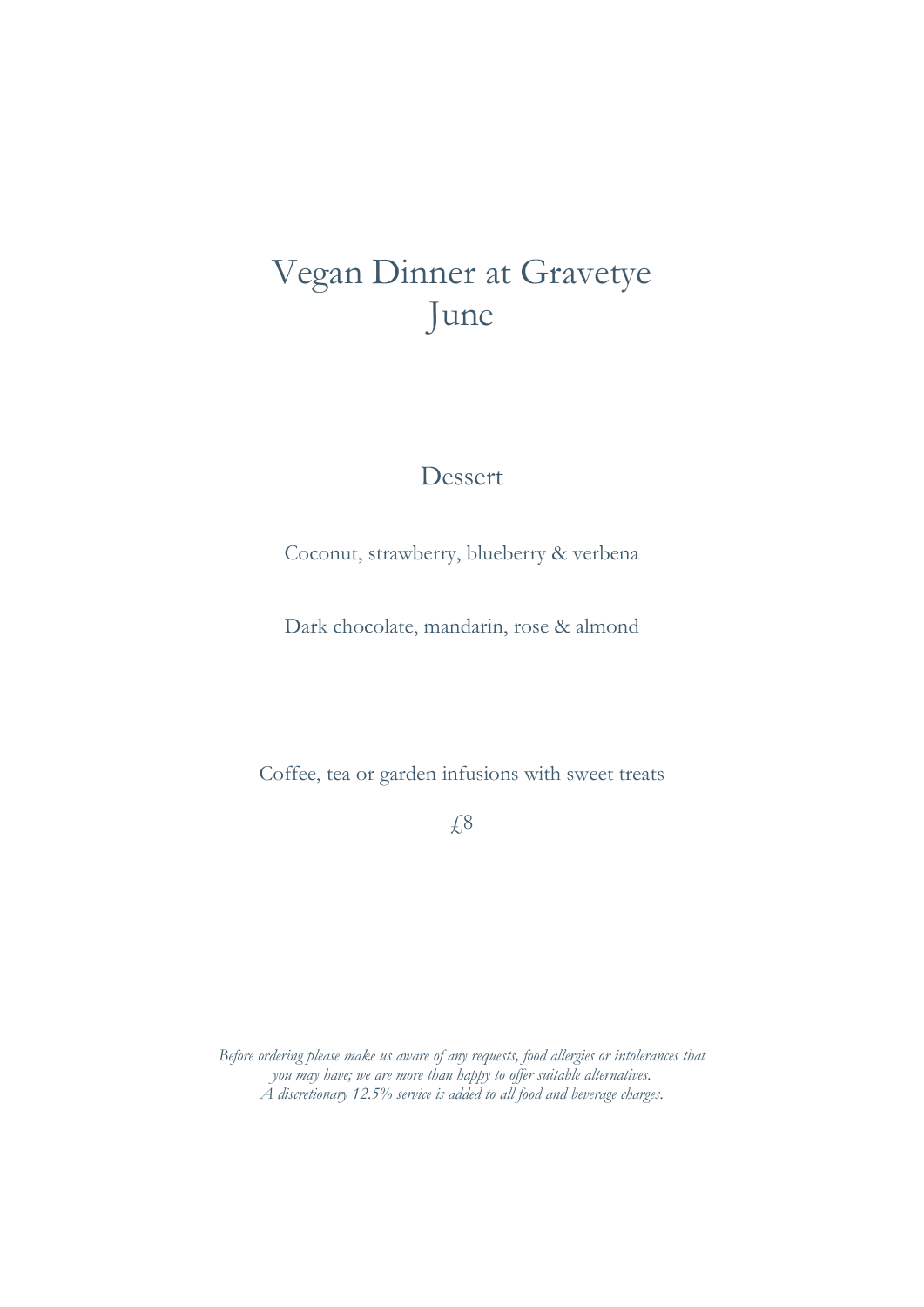# Vegan Dinner at Gravetye
# June

## Dessert

Coconut, strawberry, blueberry & verbena

Dark chocolate, mandarin, rose & almond

Coffee, tea or garden infusions with sweet treats

£8

*Before ordering please make us aware of any requests, food allergies or intolerances that you may have; we are more than happy to offer suitable alternatives.*
*A discretionary 12.5% service is added to all food and beverage charges.*